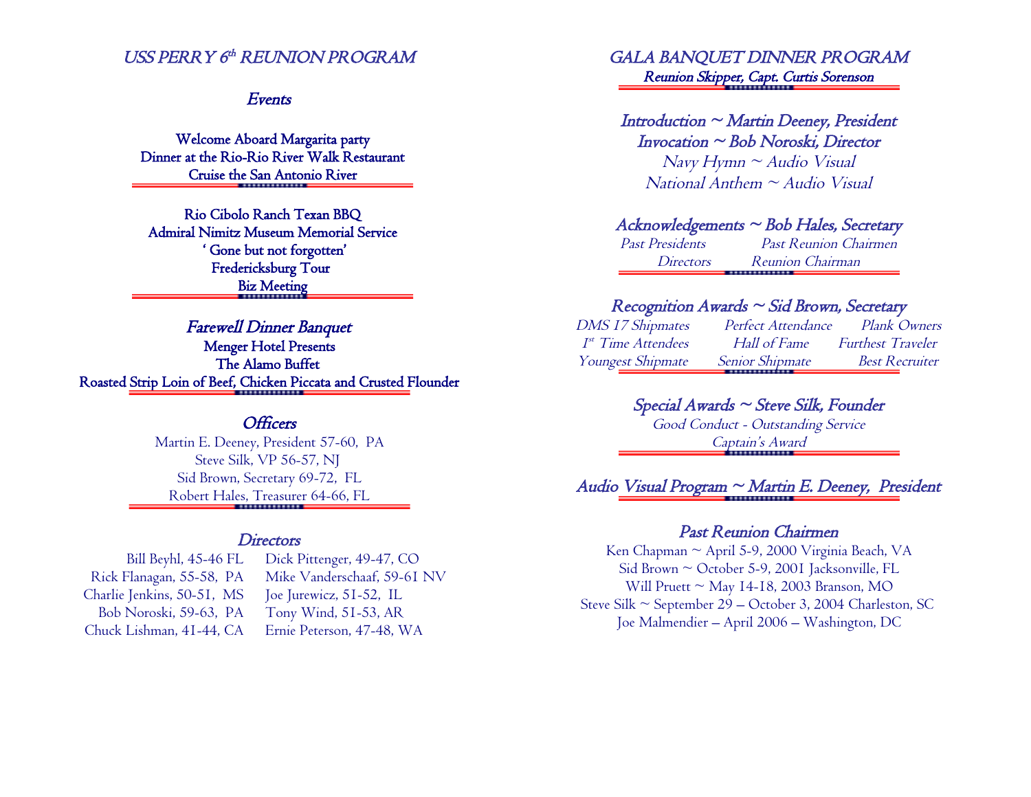# USS PERRY 6th REUNION PROGRAM

## Events

Welcome Aboard Margarita party
Dinner at the Rio-Rio River Walk Restaurant
Cruise the San Antonio River

Rio Cibolo Ranch Texan BBQ
Admiral Nimitz Museum Memorial Service
' Gone but not forgotten'
Fredericksburg Tour
Biz Meeting

## Farewell Dinner Banquet

Menger Hotel Presents
The Alamo Buffet
Roasted Strip Loin of Beef, Chicken Piccata and Crusted Flounder

## Officers

Martin E. Deeney, President 57-60, PA
Steve Silk, VP 56-57, NJ
Sid Brown, Secretary 69-72, FL
Robert Hales, Treasurer 64-66, FL

## Directors

| | |
|---|---|
| Bill Beyhl, 45-46 FL | Dick Pittenger, 49-47, CO |
| Rick Flanagan, 55-58, PA | Mike Vanderschaaf, 59-61 NV |
| Charlie Jenkins, 50-51, MS | Joe Jurewicz, 51-52, IL |
| Bob Noroski, 59-63, PA | Tony Wind, 51-53, AR |
| Chuck Lishman, 41-44, CA | Ernie Peterson, 47-48, WA |

# GALA BANQUET DINNER PROGRAM

Reunion Skipper, Capt. Curtis Sorenson

*Introduction ~ Martin Deeney, President*
*Invocation ~ Bob Noroski, Director*
*Navy Hymn ~ Audio Visual*
*National Anthem ~ Audio Visual*

## Acknowledgements ~ Bob Hales, Secretary

| | |
|---|---|
| *Past Presidents* | *Past Reunion Chairmen* |
| *Directors* | *Reunion Chairman* |

## Recognition Awards ~ Sid Brown, Secretary

| | | |
|---|---|---|
| *DMS 17 Shipmates* | *Perfect Attendance* | *Plank Owners* |
| *1st Time Attendees* | *Hall of Fame* | *Furthest Traveler* |
| *Youngest Shipmate* | *Senior Shipmate* | *Best Recruiter* |

## Special Awards ~ Steve Silk, Founder

*Good Conduct - Outstanding Service*
*Captain's Award*

## Audio Visual Program ~ Martin E. Deeney, President

## Past Reunion Chairmen

Ken Chapman ~ April 5-9, 2000 Virginia Beach, VA
Sid Brown ~ October 5-9, 2001 Jacksonville, FL
Will Pruett ~ May 14-18, 2003 Branson, MO
Steve Silk ~ September 29 – October 3, 2004 Charleston, SC
Joe Malmendier – April 2006 – Washington, DC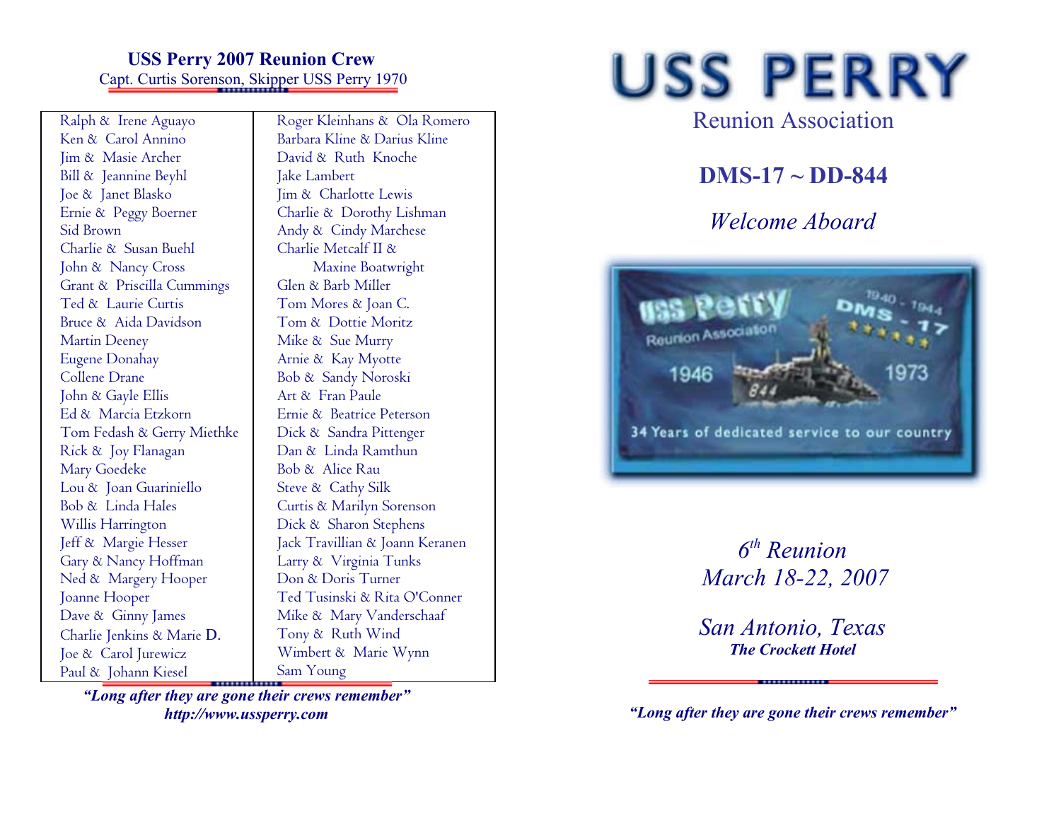## USS Perry 2007 Reunion Crew

Capt. Curtis Sorenson, Skipper USS Perry 1970

| | |
|---|---|
| Ralph & Irene Aguayo | Roger Kleinhans & Ola Romero |
| Ken & Carol Annino | Barbara Kline & Darius Kline |
| Jim & Masie Archer | David & Ruth Knoche |
| Bill & Jeannine Beyhl | Jake Lambert |
| Joe & Janet Blasko | Jim & Charlotte Lewis |
| Ernie & Peggy Boerner | Charlie & Dorothy Lishman |
| Sid Brown | Andy & Cindy Marchese |
| Charlie & Susan Buehl | Charlie Metcalf II & Maxine Boatwright |
| John & Nancy Cross | Glen & Barb Miller |
| Grant & Priscilla Cummings | Tom Mores & Joan C. |
| Ted & Laurie Curtis | Tom & Dottie Moritz |
| Bruce & Aida Davidson | Mike & Sue Murry |
| Martin Deeney | Arnie & Kay Myotte |
| Eugene Donahay | Bob & Sandy Noroski |
| Collene Drane | Art & Fran Paule |
| John & Gayle Ellis | Ernie & Beatrice Peterson |
| Ed & Marcia Etzkorn | Dick & Sandra Pittenger |
| Tom Fedash & Gerry Miethke | Dan & Linda Ramthun |
| Rick & Joy Flanagan | Bob & Alice Rau |
| Mary Goedeke | Steve & Cathy Silk |
| Lou & Joan Guariniello | Curtis & Marilyn Sorenson |
| Bob & Linda Hales | Dick & Sharon Stephens |
| Willis Harrington | Jack Travillian & Joann Keranen |
| Jeff & Margie Hesser | Larry & Virginia Tunks |
| Gary & Nancy Hoffman | Don & Doris Turner |
| Ned & Margery Hooper | Ted Tusinski & Rita O'Conner |
| Joanne Hooper | Mike & Mary Vanderschaaf |
| Dave & Ginny James | Tony & Ruth Wind |
| Charlie Jenkins & Marie D. | Wimbert & Marie Wynn |
| Joe & Carol Jurewicz | Sam Young |
| Paul & Johann Kiesel | |

***"Long after they are gone their crews remember"***
***http://www.ussperry.com***

# USS PERRY

## Reunion Association

## DMS-17 ~ DD-844

### *Welcome Aboard*

USS Perry Reunion Association
1940 - 1944 DMS - 17
1946 844 1973
34 Years of dedicated service to our country

*6th Reunion*
*March 18-22, 2007*

*San Antonio, Texas*
***The Crockett Hotel***

***"Long after they are gone their crews remember"***